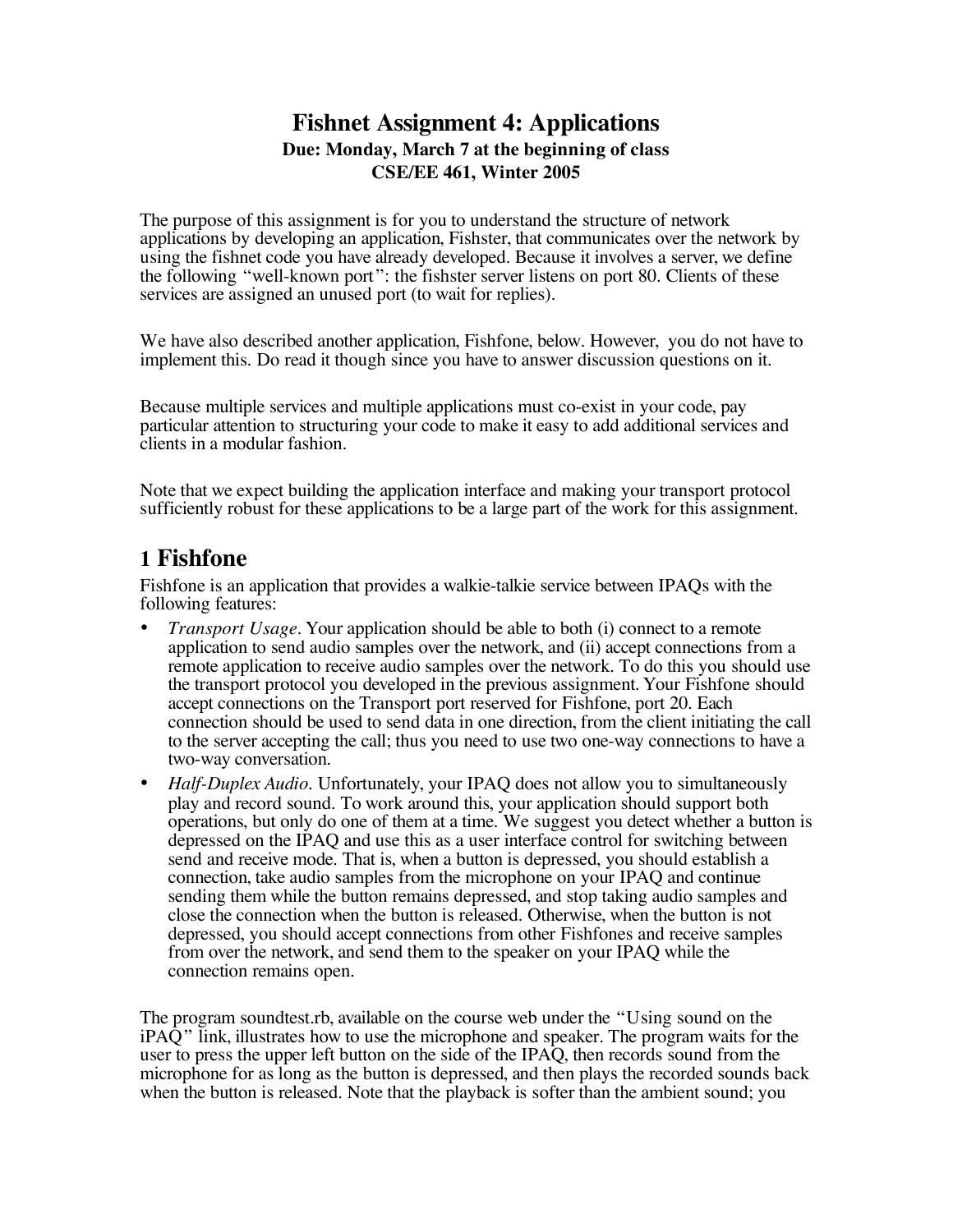# Fishnet Assignment 4: Applications

**Due: Monday, March 7 at the beginning of class**
**CSE/EE 461, Winter 2005**

The purpose of this assignment is for you to understand the structure of network applications by developing an application, Fishster, that communicates over the network by using the fishnet code you have already developed. Because it involves a server, we define the following "well-known port": the fishster server listens on port 80. Clients of these services are assigned an unused port (to wait for replies).

We have also described another application, Fishfone, below. However, you do not have to implement this. Do read it though since you have to answer discussion questions on it.

Because multiple services and multiple applications must co-exist in your code, pay particular attention to structuring your code to make it easy to add additional services and clients in a modular fashion.

Note that we expect building the application interface and making your transport protocol sufficiently robust for these applications to be a large part of the work for this assignment.

## 1 Fishfone

Fishfone is an application that provides a walkie-talkie service between IPAQs with the following features:

- *Transport Usage*. Your application should be able to both (i) connect to a remote application to send audio samples over the network, and (ii) accept connections from a remote application to receive audio samples over the network. To do this you should use the transport protocol you developed in the previous assignment. Your Fishfone should accept connections on the Transport port reserved for Fishfone, port 20. Each connection should be used to send data in one direction, from the client initiating the call to the server accepting the call; thus you need to use two one-way connections to have a two-way conversation.
- *Half-Duplex Audio*. Unfortunately, your IPAQ does not allow you to simultaneously play and record sound. To work around this, your application should support both operations, but only do one of them at a time. We suggest you detect whether a button is depressed on the IPAQ and use this as a user interface control for switching between send and receive mode. That is, when a button is depressed, you should establish a connection, take audio samples from the microphone on your IPAQ and continue sending them while the button remains depressed, and stop taking audio samples and close the connection when the button is released. Otherwise, when the button is not depressed, you should accept connections from other Fishfones and receive samples from over the network, and send them to the speaker on your IPAQ while the connection remains open.

The program soundtest.rb, available on the course web under the "Using sound on the iPAQ" link, illustrates how to use the microphone and speaker. The program waits for the user to press the upper left button on the side of the IPAQ, then records sound from the microphone for as long as the button is depressed, and then plays the recorded sounds back when the button is released. Note that the playback is softer than the ambient sound; you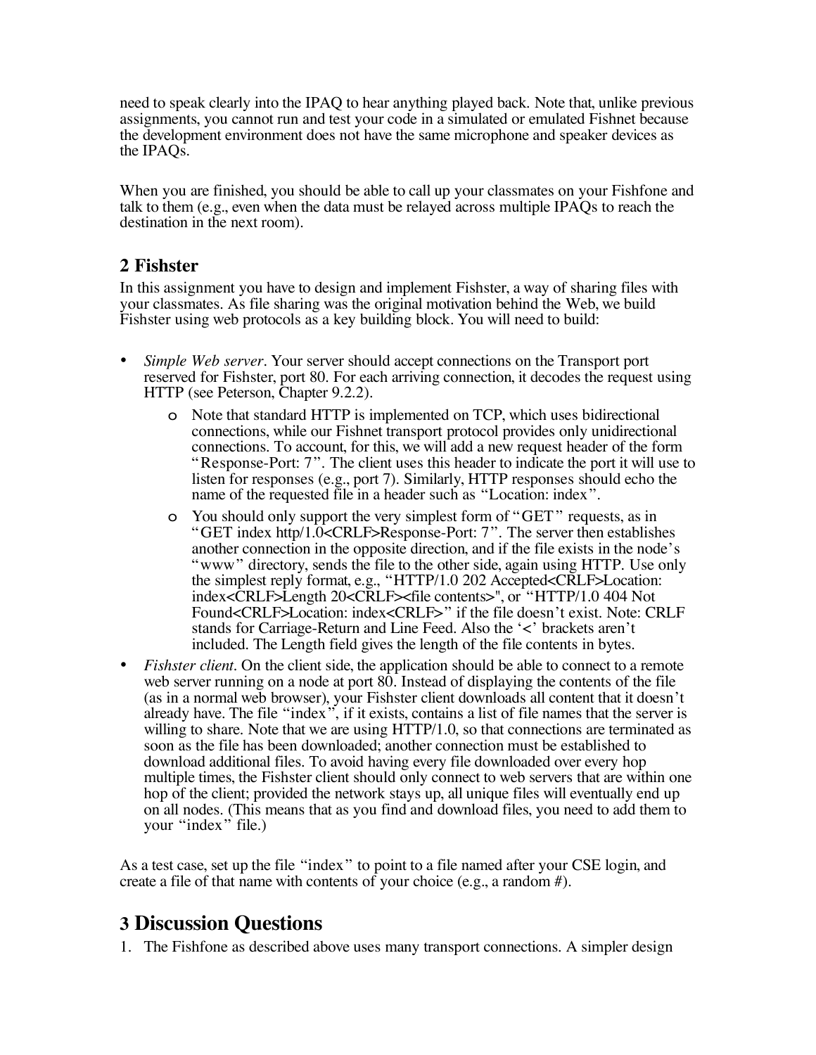need to speak clearly into the IPAQ to hear anything played back. Note that, unlike previous assignments, you cannot run and test your code in a simulated or emulated Fishnet because the development environment does not have the same microphone and speaker devices as the IPAQs.

When you are finished, you should be able to call up your classmates on your Fishfone and talk to them (e.g., even when the data must be relayed across multiple IPAQs to reach the destination in the next room).

## 2 Fishster

In this assignment you have to design and implement Fishster, a way of sharing files with your classmates. As file sharing was the original motivation behind the Web, we build Fishster using web protocols as a key building block. You will need to build:

- *Simple Web server*. Your server should accept connections on the Transport port reserved for Fishster, port 80. For each arriving connection, it decodes the request using HTTP (see Peterson, Chapter 9.2.2).
    - Note that standard HTTP is implemented on TCP, which uses bidirectional connections, while our Fishnet transport protocol provides only unidirectional connections. To account, for this, we will add a new request header of the form "Response-Port: 7". The client uses this header to indicate the port it will use to listen for responses (e.g., port 7). Similarly, HTTP responses should echo the name of the requested file in a header such as "Location: index".
    - You should only support the very simplest form of "GET" requests, as in "GET index http/1.0<CRLF>Response-Port: 7". The server then establishes another connection in the opposite direction, and if the file exists in the node's "www" directory, sends the file to the other side, again using HTTP. Use only the simplest reply format, e.g., "HTTP/1.0 202 Accepted<CRLF>Location: index<CRLF>Length 20<CRLF><file contents>", or "HTTP/1.0 404 Not Found<CRLF>Location: index<CRLF>" if the file doesn't exist. Note: CRLF stands for Carriage-Return and Line Feed. Also the '<' brackets aren't included. The Length field gives the length of the file contents in bytes.
- *Fishster client*. On the client side, the application should be able to connect to a remote web server running on a node at port 80. Instead of displaying the contents of the file (as in a normal web browser), your Fishster client downloads all content that it doesn't already have. The file "index", if it exists, contains a list of file names that the server is willing to share. Note that we are using HTTP/1.0, so that connections are terminated as soon as the file has been downloaded; another connection must be established to download additional files. To avoid having every file downloaded over every hop multiple times, the Fishster client should only connect to web servers that are within one hop of the client; provided the network stays up, all unique files will eventually end up on all nodes. (This means that as you find and download files, you need to add them to your "index" file.)

As a test case, set up the file "index" to point to a file named after your CSE login, and create a file of that name with contents of your choice (e.g., a random #).

# 3 Discussion Questions

1. The Fishfone as described above uses many transport connections. A simpler design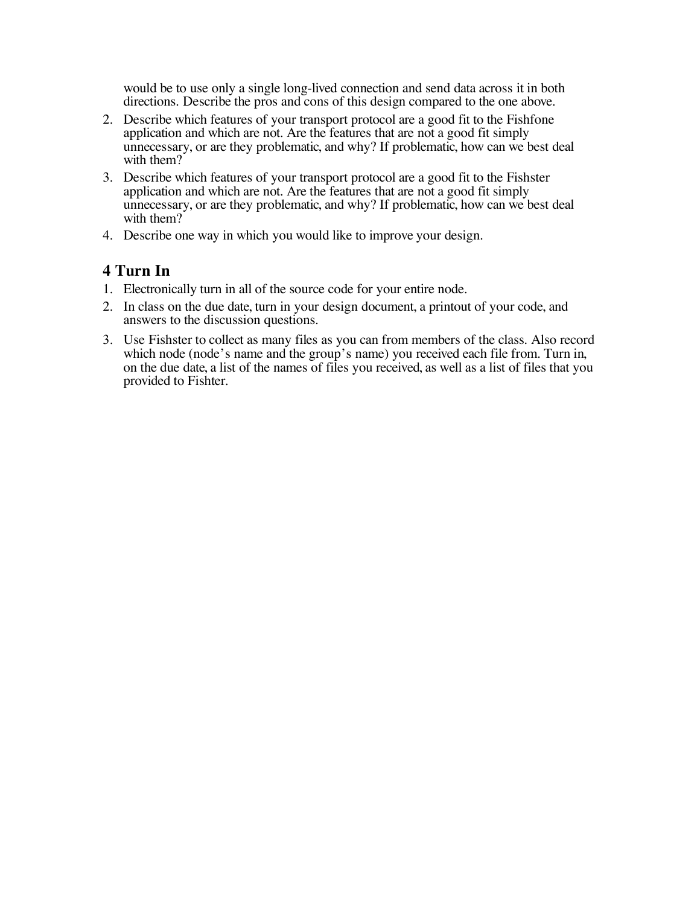would be to use only a single long-lived connection and send data across it in both directions. Describe the pros and cons of this design compared to the one above.

2. Describe which features of your transport protocol are a good fit to the Fishfone application and which are not. Are the features that are not a good fit simply unnecessary, or are they problematic, and why? If problematic, how can we best deal with them?
3. Describe which features of your transport protocol are a good fit to the Fishster application and which are not. Are the features that are not a good fit simply unnecessary, or are they problematic, and why? If problematic, how can we best deal with them?
4. Describe one way in which you would like to improve your design.

## 4 Turn In

1. Electronically turn in all of the source code for your entire node.
2. In class on the due date, turn in your design document, a printout of your code, and answers to the discussion questions.
3. Use Fishster to collect as many files as you can from members of the class. Also record which node (node's name and the group's name) you received each file from. Turn in, on the due date, a list of the names of files you received, as well as a list of files that you provided to Fishter.